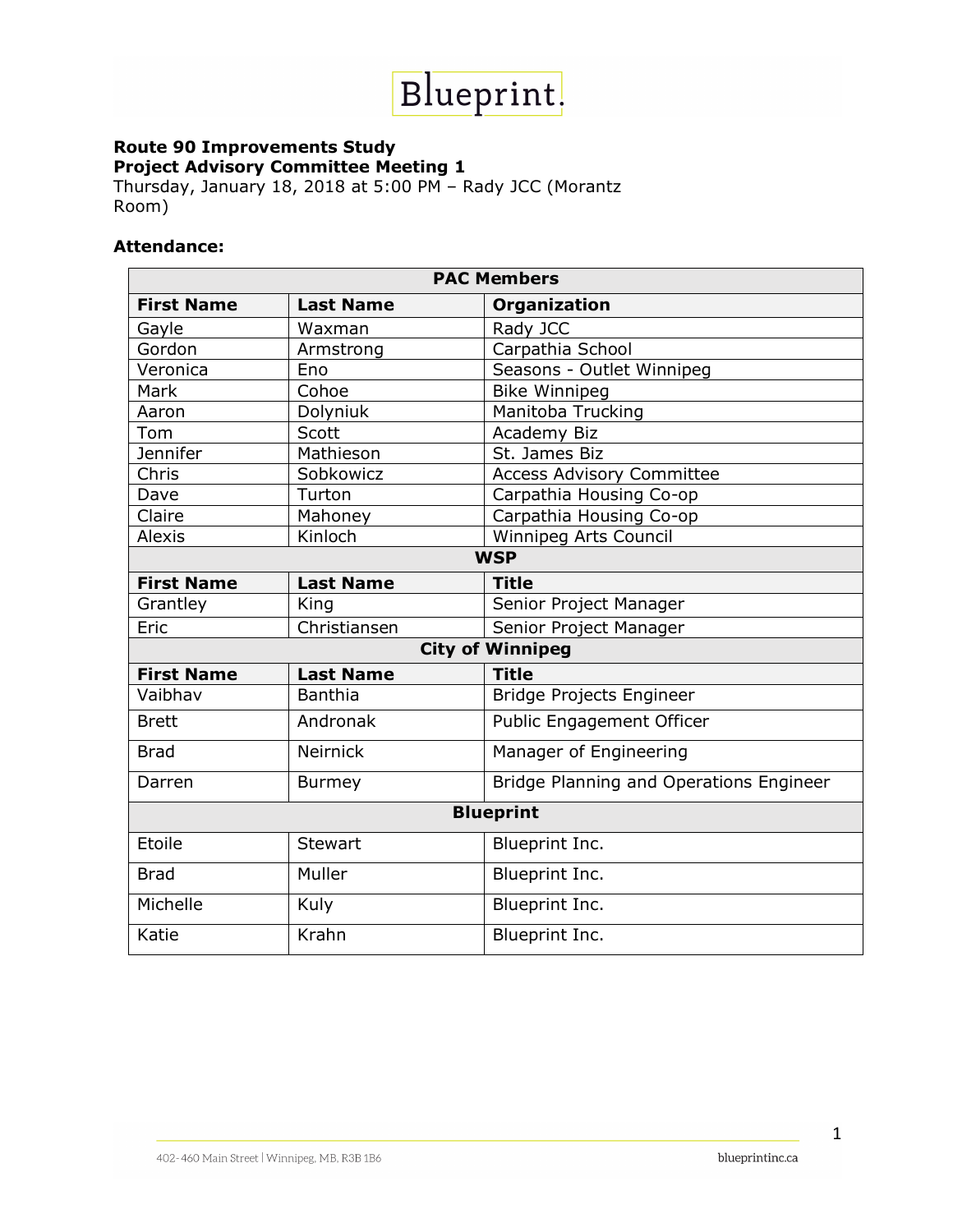**Route 90 Improvements Study**
**Project Advisory Committee Meeting 1**
Thursday, January 18, 2018 at 5:00 PM – Rady JCC (Morantz Room)

**Attendance:**

| PAC Members | | |
|---|---|---|
| **First Name** | **Last Name** | **Organization** |
| Gayle | Waxman | Rady JCC |
| Gordon | Armstrong | Carpathia School |
| Veronica | Eno | Seasons - Outlet Winnipeg |
| Mark | Cohoe | Bike Winnipeg |
| Aaron | Dolyniuk | Manitoba Trucking |
| Tom | Scott | Academy Biz |
| Jennifer | Mathieson | St. James Biz |
| Chris | Sobkowicz | Access Advisory Committee |
| Dave | Turton | Carpathia Housing Co-op |
| Claire | Mahoney | Carpathia Housing Co-op |
| Alexis | Kinloch | Winnipeg Arts Council |
| **WSP** | | |
| **First Name** | **Last Name** | **Title** |
| Grantley | King | Senior Project Manager |
| Eric | Christiansen | Senior Project Manager |
| **City of Winnipeg** | | |
| **First Name** | **Last Name** | **Title** |
| Vaibhav | Banthia | Bridge Projects Engineer |
| Brett | Andronak | Public Engagement Officer |
| Brad | Neirnick | Manager of Engineering |
| Darren | Burmey | Bridge Planning and Operations Engineer |
| **Blueprint** | | |
| Etoile | Stewart | Blueprint Inc. |
| Brad | Muller | Blueprint Inc. |
| Michelle | Kuly | Blueprint Inc. |
| Katie | Krahn | Blueprint Inc. |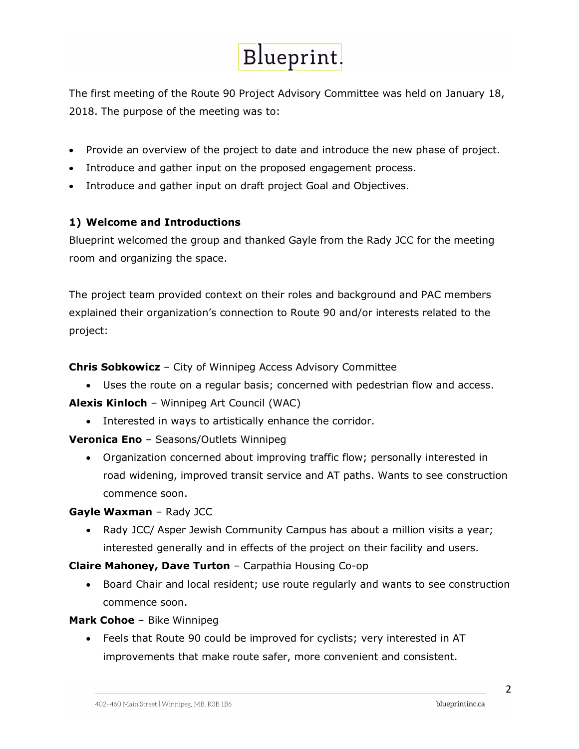The first meeting of the Route 90 Project Advisory Committee was held on January 18, 2018. The purpose of the meeting was to:

- Provide an overview of the project to date and introduce the new phase of project.
- Introduce and gather input on the proposed engagement process.
- Introduce and gather input on draft project Goal and Objectives.

### 1) Welcome and Introductions

Blueprint welcomed the group and thanked Gayle from the Rady JCC for the meeting room and organizing the space.

The project team provided context on their roles and background and PAC members explained their organization's connection to Route 90 and/or interests related to the project:

**Chris Sobkowicz** – City of Winnipeg Access Advisory Committee

- Uses the route on a regular basis; concerned with pedestrian flow and access.

**Alexis Kinloch** – Winnipeg Art Council (WAC)

- Interested in ways to artistically enhance the corridor.

**Veronica Eno** – Seasons/Outlets Winnipeg

- Organization concerned about improving traffic flow; personally interested in road widening, improved transit service and AT paths. Wants to see construction commence soon.

**Gayle Waxman** – Rady JCC

- Rady JCC/ Asper Jewish Community Campus has about a million visits a year; interested generally and in effects of the project on their facility and users.

**Claire Mahoney, Dave Turton** – Carpathia Housing Co-op

- Board Chair and local resident; use route regularly and wants to see construction commence soon.

**Mark Cohoe** – Bike Winnipeg

- Feels that Route 90 could be improved for cyclists; very interested in AT improvements that make route safer, more convenient and consistent.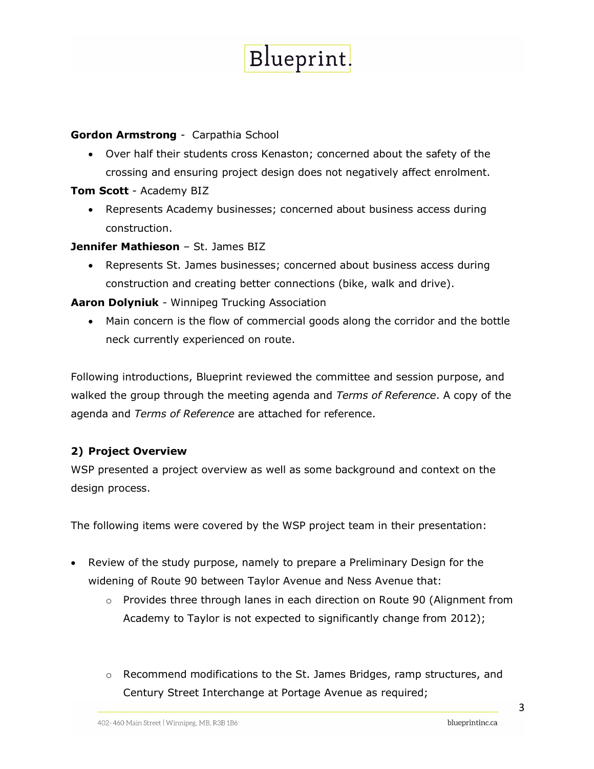**Gordon Armstrong** - Carpathia School

- Over half their students cross Kenaston; concerned about the safety of the crossing and ensuring project design does not negatively affect enrolment.

**Tom Scott** - Academy BIZ

- Represents Academy businesses; concerned about business access during construction.

**Jennifer Mathieson** – St. James BIZ

- Represents St. James businesses; concerned about business access during construction and creating better connections (bike, walk and drive).

**Aaron Dolyniuk** - Winnipeg Trucking Association

- Main concern is the flow of commercial goods along the corridor and the bottle neck currently experienced on route.

Following introductions, Blueprint reviewed the committee and session purpose, and walked the group through the meeting agenda and *Terms of Reference*. A copy of the agenda and *Terms of Reference* are attached for reference.

## 2) Project Overview

WSP presented a project overview as well as some background and context on the design process.

The following items were covered by the WSP project team in their presentation:

- Review of the study purpose, namely to prepare a Preliminary Design for the widening of Route 90 between Taylor Avenue and Ness Avenue that:
    - Provides three through lanes in each direction on Route 90 (Alignment from Academy to Taylor is not expected to significantly change from 2012);
    - Recommend modifications to the St. James Bridges, ramp structures, and Century Street Interchange at Portage Avenue as required;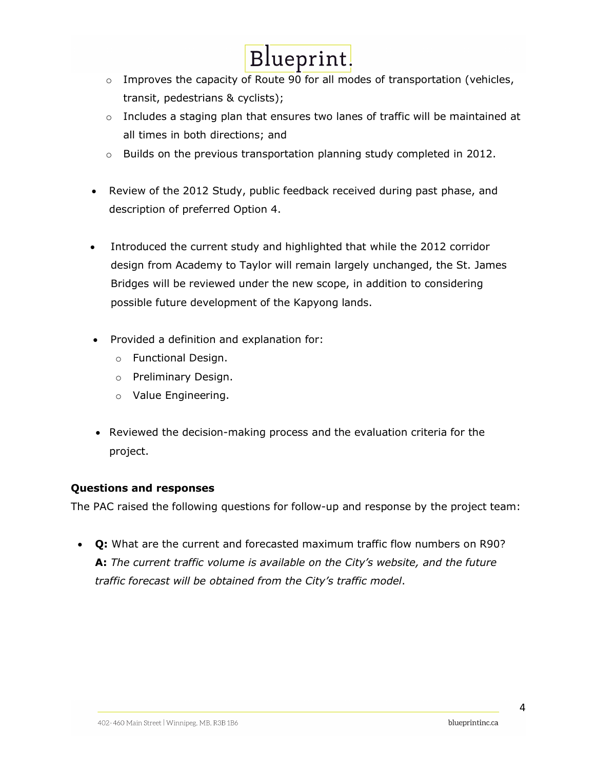- Improves the capacity of Route 90 for all modes of transportation (vehicles, transit, pedestrians & cyclists);
  - Includes a staging plan that ensures two lanes of traffic will be maintained at all times in both directions; and
  - Builds on the previous transportation planning study completed in 2012.

- Review of the 2012 Study, public feedback received during past phase, and description of preferred Option 4.

- Introduced the current study and highlighted that while the 2012 corridor design from Academy to Taylor will remain largely unchanged, the St. James Bridges will be reviewed under the new scope, in addition to considering possible future development of the Kapyong lands.

- Provided a definition and explanation for:
  - Functional Design.
  - Preliminary Design.
  - Value Engineering.

- Reviewed the decision-making process and the evaluation criteria for the project.

**Questions and responses**

The PAC raised the following questions for follow-up and response by the project team:

- **Q:** What are the current and forecasted maximum traffic flow numbers on R90?
  **A:** *The current traffic volume is available on the City's website, and the future traffic forecast will be obtained from the City's traffic model*.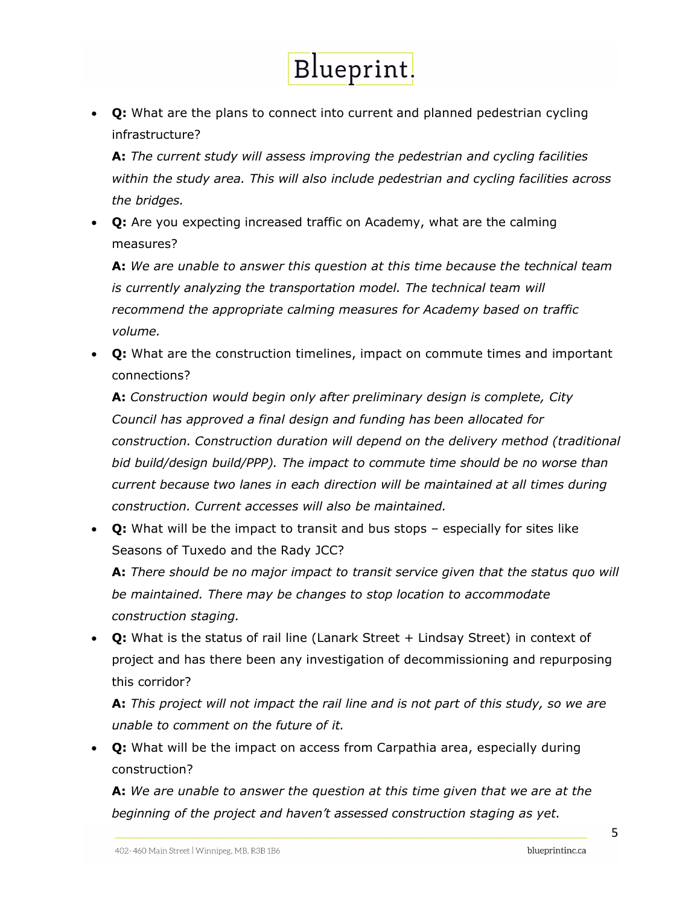- **Q:** What are the plans to connect into current and planned pedestrian cycling infrastructure?

  **A:** *The current study will assess improving the pedestrian and cycling facilities within the study area. This will also include pedestrian and cycling facilities across the bridges.*

- **Q:** Are you expecting increased traffic on Academy, what are the calming measures?

  **A:** *We are unable to answer this question at this time because the technical team is currently analyzing the transportation model. The technical team will recommend the appropriate calming measures for Academy based on traffic volume.*

- **Q:** What are the construction timelines, impact on commute times and important connections?

  **A:** *Construction would begin only after preliminary design is complete, City Council has approved a final design and funding has been allocated for construction. Construction duration will depend on the delivery method (traditional bid build/design build/PPP). The impact to commute time should be no worse than current because two lanes in each direction will be maintained at all times during construction. Current accesses will also be maintained.*

- **Q:** What will be the impact to transit and bus stops – especially for sites like Seasons of Tuxedo and the Rady JCC?

  **A:** *There should be no major impact to transit service given that the status quo will be maintained. There may be changes to stop location to accommodate construction staging.*

- **Q:** What is the status of rail line (Lanark Street + Lindsay Street) in context of project and has there been any investigation of decommissioning and repurposing this corridor?

  **A:** *This project will not impact the rail line and is not part of this study, so we are unable to comment on the future of it.*

- **Q:** What will be the impact on access from Carpathia area, especially during construction?

  **A:** *We are unable to answer the question at this time given that we are at the beginning of the project and haven't assessed construction staging as yet.*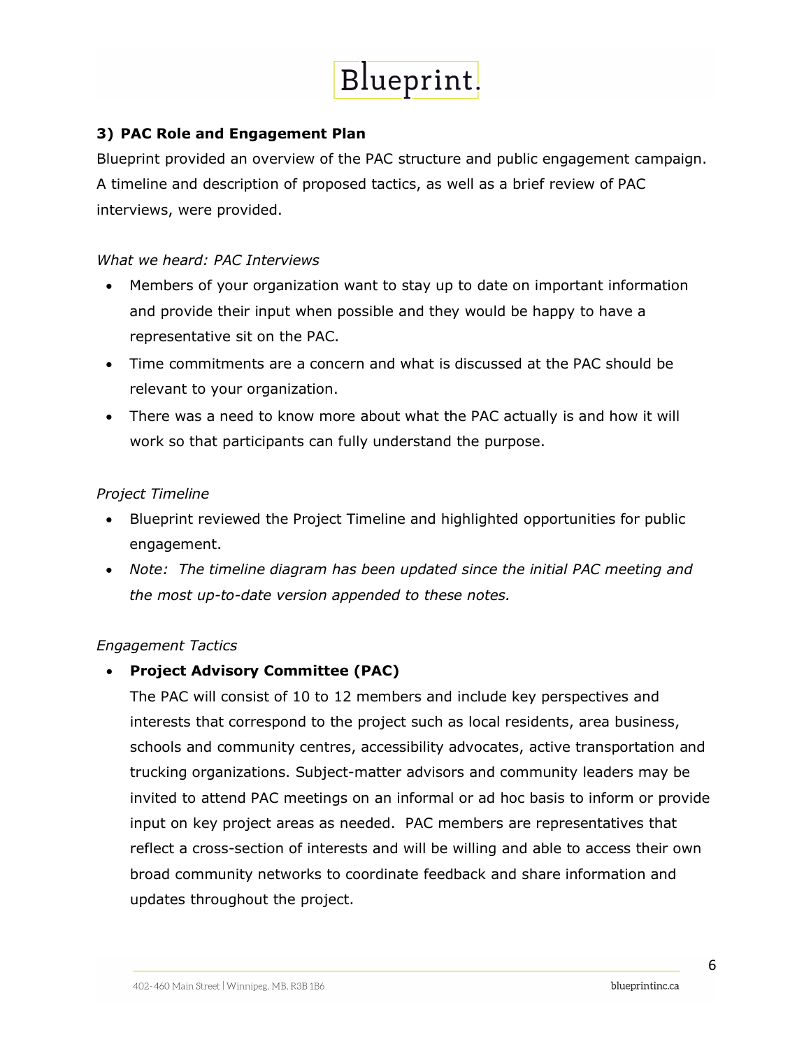### 3) PAC Role and Engagement Plan

Blueprint provided an overview of the PAC structure and public engagement campaign. A timeline and description of proposed tactics, as well as a brief review of PAC interviews, were provided.

*What we heard: PAC Interviews*

- Members of your organization want to stay up to date on important information and provide their input when possible and they would be happy to have a representative sit on the PAC.
- Time commitments are a concern and what is discussed at the PAC should be relevant to your organization.
- There was a need to know more about what the PAC actually is and how it will work so that participants can fully understand the purpose.

*Project Timeline*

- Blueprint reviewed the Project Timeline and highlighted opportunities for public engagement.
- *Note: The timeline diagram has been updated since the initial PAC meeting and the most up-to-date version appended to these notes.*

*Engagement Tactics*

- **Project Advisory Committee (PAC)**

  The PAC will consist of 10 to 12 members and include key perspectives and interests that correspond to the project such as local residents, area business, schools and community centres, accessibility advocates, active transportation and trucking organizations. Subject-matter advisors and community leaders may be invited to attend PAC meetings on an informal or ad hoc basis to inform or provide input on key project areas as needed. PAC members are representatives that reflect a cross-section of interests and will be willing and able to access their own broad community networks to coordinate feedback and share information and updates throughout the project.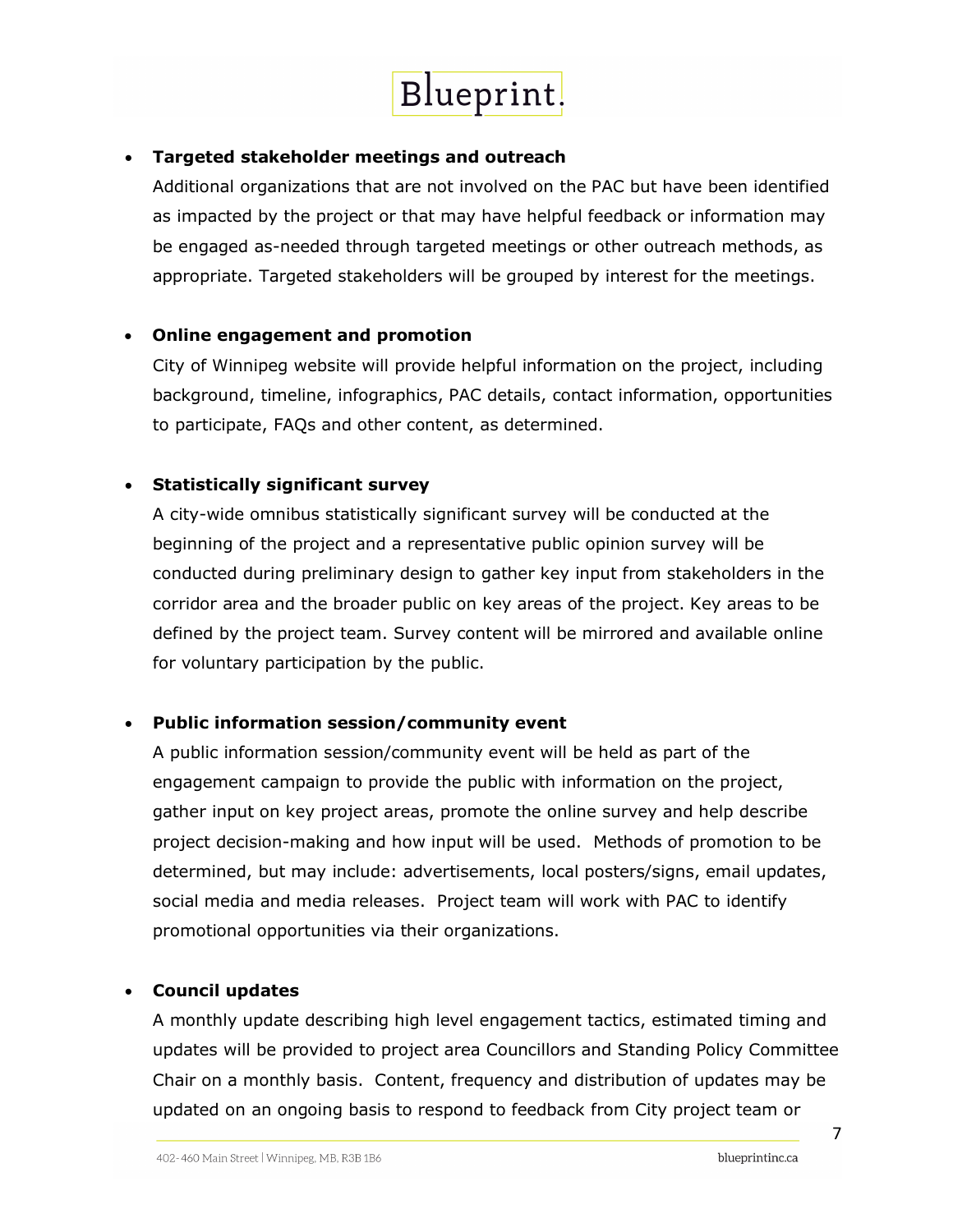- **Targeted stakeholder meetings and outreach**
  Additional organizations that are not involved on the PAC but have been identified as impacted by the project or that may have helpful feedback or information may be engaged as-needed through targeted meetings or other outreach methods, as appropriate. Targeted stakeholders will be grouped by interest for the meetings.

- **Online engagement and promotion**
  City of Winnipeg website will provide helpful information on the project, including background, timeline, infographics, PAC details, contact information, opportunities to participate, FAQs and other content, as determined.

- **Statistically significant survey**
  A city-wide omnibus statistically significant survey will be conducted at the beginning of the project and a representative public opinion survey will be conducted during preliminary design to gather key input from stakeholders in the corridor area and the broader public on key areas of the project. Key areas to be defined by the project team. Survey content will be mirrored and available online for voluntary participation by the public.

- **Public information session/community event**
  A public information session/community event will be held as part of the engagement campaign to provide the public with information on the project, gather input on key project areas, promote the online survey and help describe project decision-making and how input will be used. Methods of promotion to be determined, but may include: advertisements, local posters/signs, email updates, social media and media releases. Project team will work with PAC to identify promotional opportunities via their organizations.

- **Council updates**
  A monthly update describing high level engagement tactics, estimated timing and updates will be provided to project area Councillors and Standing Policy Committee Chair on a monthly basis. Content, frequency and distribution of updates may be updated on an ongoing basis to respond to feedback from City project team or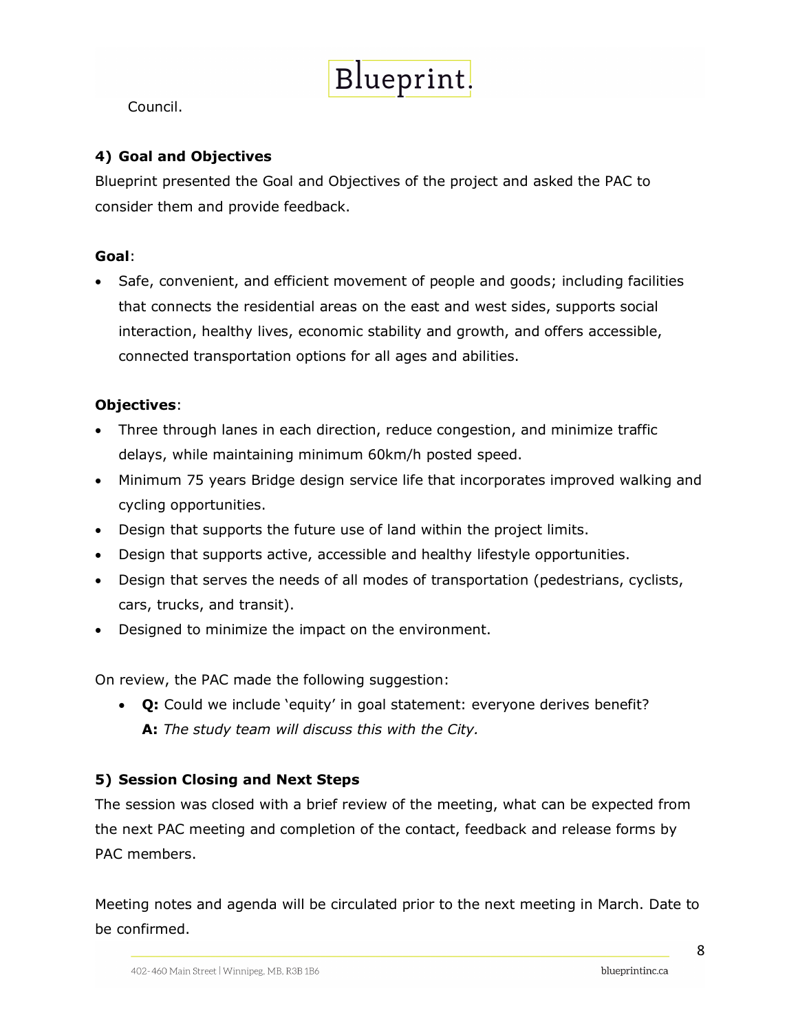Council.

### 4) Goal and Objectives

Blueprint presented the Goal and Objectives of the project and asked the PAC to consider them and provide feedback.

**Goal**:

- Safe, convenient, and efficient movement of people and goods; including facilities that connects the residential areas on the east and west sides, supports social interaction, healthy lives, economic stability and growth, and offers accessible, connected transportation options for all ages and abilities.

**Objectives**:

- Three through lanes in each direction, reduce congestion, and minimize traffic delays, while maintaining minimum 60km/h posted speed.
- Minimum 75 years Bridge design service life that incorporates improved walking and cycling opportunities.
- Design that supports the future use of land within the project limits.
- Design that supports active, accessible and healthy lifestyle opportunities.
- Design that serves the needs of all modes of transportation (pedestrians, cyclists, cars, trucks, and transit).
- Designed to minimize the impact on the environment.

On review, the PAC made the following suggestion:

- **Q:** Could we include 'equity' in goal statement: everyone derives benefit?
  **A:** *The study team will discuss this with the City.*

### 5) Session Closing and Next Steps

The session was closed with a brief review of the meeting, what can be expected from the next PAC meeting and completion of the contact, feedback and release forms by PAC members.

Meeting notes and agenda will be circulated prior to the next meeting in March. Date to be confirmed.